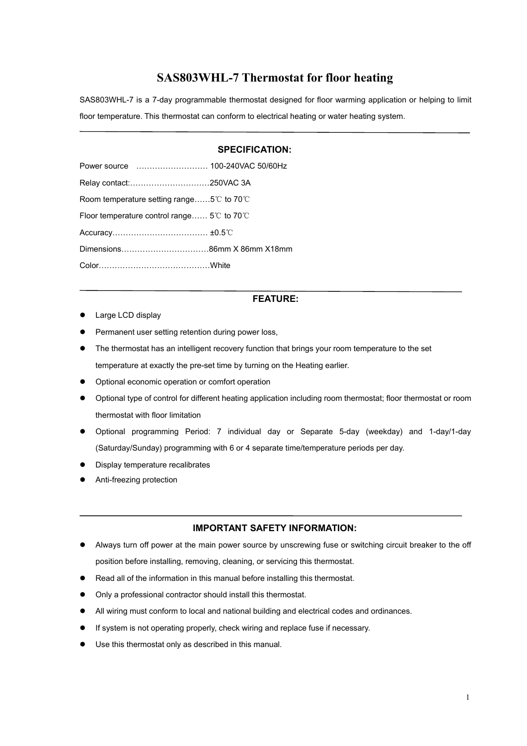# SAS803WHL-7 Thermostat for floor heating

SAS803WHL-7 is a 7-day programmable thermostat designed for floor warming application or helping to limit floor temperature. This thermostat can conform to electrical heating or water heating system.

---

## SPECIFICATION:

Power source ……………………… 100-240VAC 50/60Hz

Relay contact:…………………………250VAC 3A

Room temperature setting range……5℃ to 70℃

Floor temperature control range…… 5℃ to 70℃

Accuracy……………………………… ±0.5℃

Dimensions……………………………86mm X 86mm X18mm

Color……………………………………White

---

## FEATURE:

- Large LCD display
- Permanent user setting retention during power loss,
- The thermostat has an intelligent recovery function that brings your room temperature to the set temperature at exactly the pre-set time by turning on the Heating earlier.
- Optional economic operation or comfort operation
- Optional type of control for different heating application including room thermostat; floor thermostat or room thermostat with floor limitation
- Optional programming Period: 7 individual day or Separate 5-day (weekday) and 1-day/1-day (Saturday/Sunday) programming with 6 or 4 separate time/temperature periods per day.
- Display temperature recalibrates
- Anti-freezing protection

---

## IMPORTANT SAFETY INFORMATION:

- Always turn off power at the main power source by unscrewing fuse or switching circuit breaker to the off position before installing, removing, cleaning, or servicing this thermostat.
- Read all of the information in this manual before installing this thermostat.
- Only a professional contractor should install this thermostat.
- All wiring must conform to local and national building and electrical codes and ordinances.
- If system is not operating properly, check wiring and replace fuse if necessary.
- Use this thermostat only as described in this manual.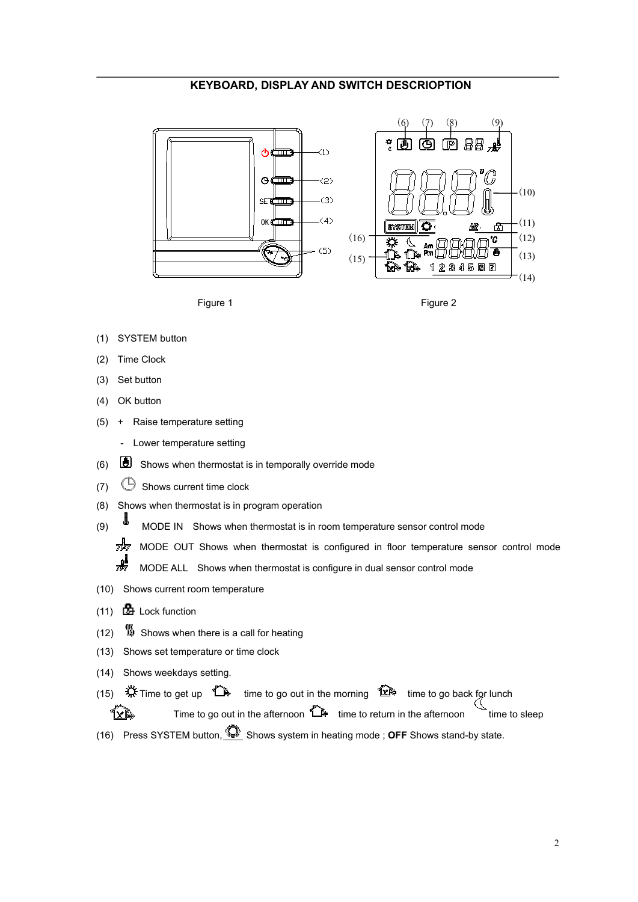## KEYBOARD, DISPLAY AND SWITCH DESCRIOPTION

Figure 1

Figure 2

(1) SYSTEM button

(2) Time Clock

(3) Set button

(4) OK button

(5) + Raise temperature setting

- Lower temperature setting

(6) Shows when thermostat is in temporally override mode

(7) Shows current time clock

(8) Shows when thermostat is in program operation

(9) MODE IN Shows when thermostat is in room temperature sensor control mode

MODE OUT Shows when thermostat is configured in floor temperature sensor control mode

MODE ALL Shows when thermostat is configure in dual sensor control mode

(10) Shows current room temperature

(11) Lock function

(12) Shows when there is a call for heating

(13) Shows set temperature or time clock

(14) Shows weekdays setting.

(15) Time to get up time to go out in the morning time to go back for lunch

Time to go out in the afternoon time to return in the afternoon time to sleep

(16) Press SYSTEM button, Shows system in heating mode ; **OFF** Shows stand-by state.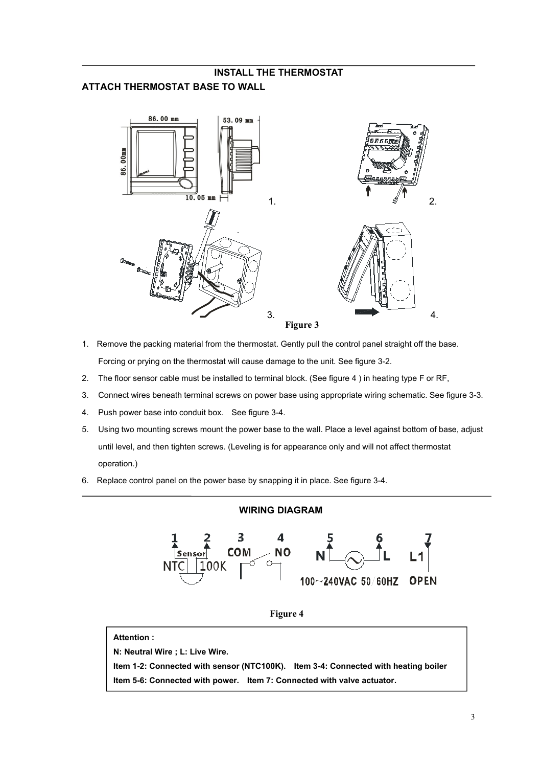## INSTALL THE THERMOSTAT

### ATTACH THERMOSTAT BASE TO WALL

Figure 3

1. Remove the packing material from the thermostat. Gently pull the control panel straight off the base. Forcing or prying on the thermostat will cause damage to the unit. See figure 3-2.
2. The floor sensor cable must be installed to terminal block. (See figure 4 ) in heating type F or RF,
3. Connect wires beneath terminal screws on power base using appropriate wiring schematic. See figure 3-3.
4. Push power base into conduit box. See figure 3-4.
5. Using two mounting screws mount the power base to the wall. Place a level against bottom of base, adjust until level, and then tighten screws. (Leveling is for appearance only and will not affect thermostat operation.)
6. Replace control panel on the power base by snapping it in place. See figure 3-4.

## WIRING DIAGRAM

Figure 4

**Attention :**

**N: Neutral Wire ; L: Live Wire.**

**Item 1-2: Connected with sensor (NTC100K). Item 3-4: Connected with heating boiler**

**Item 5-6: Connected with power. Item 7: Connected with valve actuator.**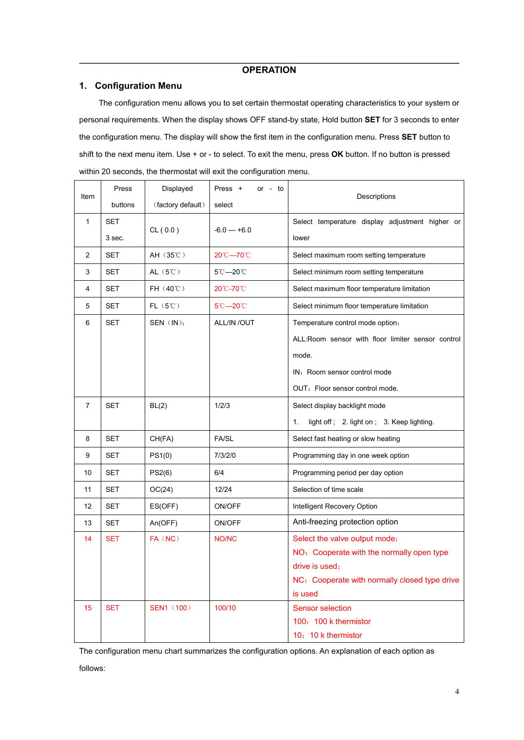# OPERATION

## 1. Configuration Menu

The configuration menu allows you to set certain thermostat operating characteristics to your system or personal requirements. When the display shows OFF stand-by state, Hold button **SET** for 3 seconds to enter the configuration menu. The display will show the first item in the configuration menu. Press **SET** button to shift to the next menu item. Use + or - to select. To exit the menu, press **OK** button. If no button is pressed within 20 seconds, the thermostat will exit the configuration menu.

| Item | Press buttons | Displayed （factory default） | Press + or - to select | Descriptions |
|---|---|---|---|---|
| 1 | SET 3 sec. | CL ( 0.0 ) | -6.0 --- +6.0 | Select temperature display adjustment higher or lower |
| 2 | SET | AH（35℃） | 20℃—70℃ | Select maximum room setting temperature |
| 3 | SET | AL（5℃） | 5℃—20℃ | Select minimum room setting temperature |
| 4 | SET | FH（40℃） | 20℃-70℃ | Select maximum floor temperature limitation |
| 5 | SET | FL（5℃） | 5℃—20℃ | Select minimum floor temperature limitation |
| 6 | SET | SEN（IN)； | ALL/IN /OUT | Temperature control mode option：<br>ALL:Room sensor with floor limiter sensor control mode.<br>IN：Room sensor control mode<br>OUT：Floor sensor control mode. |
| 7 | SET | BL(2) | 1/2/3 | Select display backlight mode<br>1. light off； 2. light on； 3. Keep lighting. |
| 8 | SET | CH(FA) | FA/SL | Select fast heating or slow heating |
| 9 | SET | PS1(0) | 7/3/2/0 | Programming day in one week option |
| 10 | SET | PS2(6) | 6/4 | Programming period per day option |
| 11 | SET | OC(24) | 12/24 | Selection of time scale |
| 12 | SET | ES(OFF) | ON/OFF | Intelligent Recovery Option |
| 13 | SET | An(OFF) | ON/OFF | Anti-freezing protection option |
| 14 | SET | FA（NC） | NO/NC | Select the valve output mode：<br>NO：Cooperate with the normally open type drive is used；<br>NC：Cooperate with normally closed type drive is used |
| 15 | SET | SEN1（100） | 100/10 | Sensor selection<br>100：100 k thermistor<br>10：10 k thermistor |

The configuration menu chart summarizes the configuration options. An explanation of each option as follows: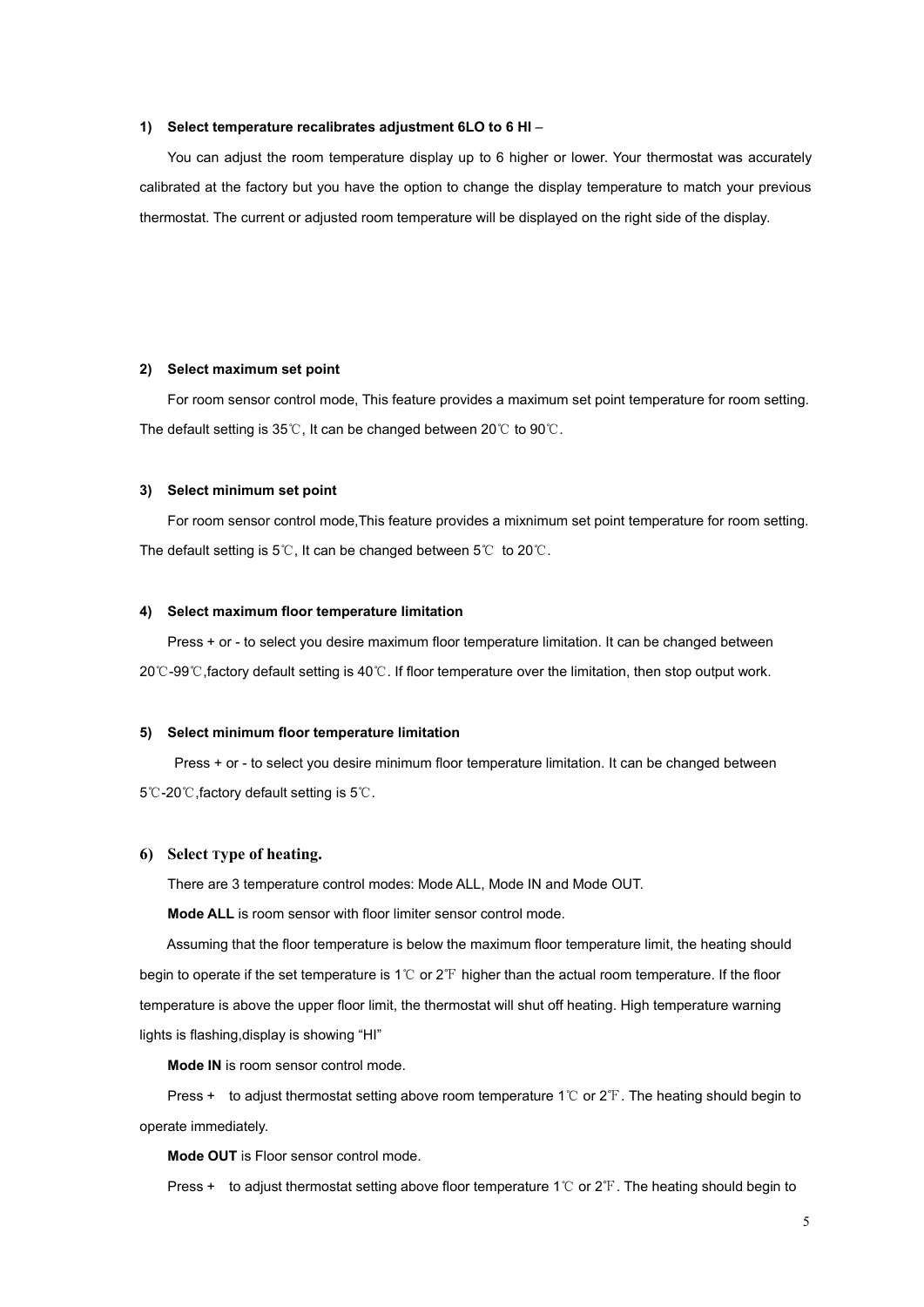**1) Select temperature recalibrates adjustment 6LO to 6 HI** –

You can adjust the room temperature display up to 6 higher or lower. Your thermostat was accurately calibrated at the factory but you have the option to change the display temperature to match your previous thermostat. The current or adjusted room temperature will be displayed on the right side of the display.

**2) Select maximum set point**

For room sensor control mode, This feature provides a maximum set point temperature for room setting. The default setting is 35℃, It can be changed between 20℃ to 90℃.

**3) Select minimum set point**

For room sensor control mode,This feature provides a mixnimum set point temperature for room setting. The default setting is 5℃, It can be changed between 5℃ to 20℃.

**4) Select maximum floor temperature limitation**

Press + or - to select you desire maximum floor temperature limitation. It can be changed between 20℃-99℃,factory default setting is 40℃. If floor temperature over the limitation, then stop output work.

**5) Select minimum floor temperature limitation**

Press + or - to select you desire minimum floor temperature limitation. It can be changed between 5℃-20℃,factory default setting is 5℃.

**6) Select Type of heating.**

There are 3 temperature control modes: Mode ALL, Mode IN and Mode OUT.

**Mode ALL** is room sensor with floor limiter sensor control mode.

Assuming that the floor temperature is below the maximum floor temperature limit, the heating should begin to operate if the set temperature is 1℃ or 2℉ higher than the actual room temperature. If the floor temperature is above the upper floor limit, the thermostat will shut off heating. High temperature warning lights is flashing,display is showing "HI"

**Mode IN** is room sensor control mode.

Press + to adjust thermostat setting above room temperature 1℃ or 2℉. The heating should begin to operate immediately.

**Mode OUT** is Floor sensor control mode.

Press + to adjust thermostat setting above floor temperature 1℃ or 2℉. The heating should begin to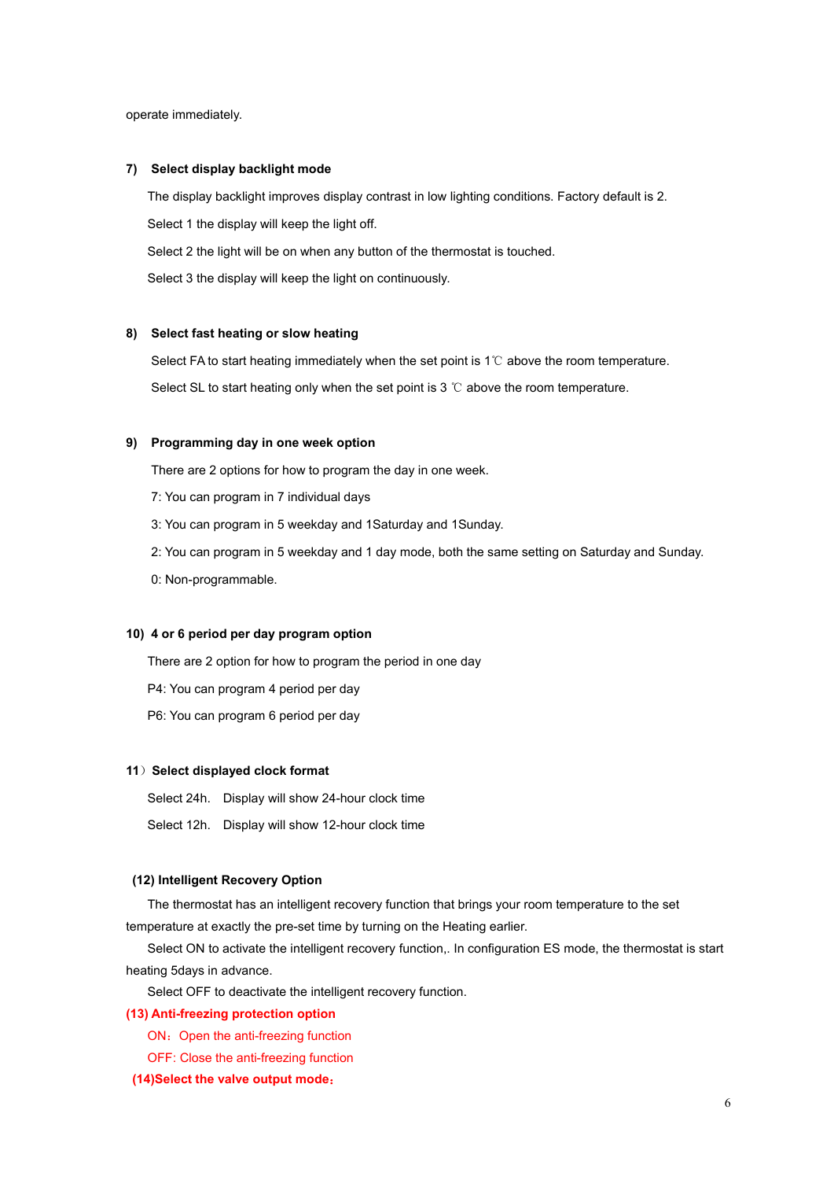operate immediately.

**7) Select display backlight mode**

The display backlight improves display contrast in low lighting conditions. Factory default is 2.

Select 1 the display will keep the light off.

Select 2 the light will be on when any button of the thermostat is touched.

Select 3 the display will keep the light on continuously.

**8) Select fast heating or slow heating**

Select FA to start heating immediately when the set point is 1℃ above the room temperature.

Select SL to start heating only when the set point is 3 ℃ above the room temperature.

**9) Programming day in one week option**

There are 2 options for how to program the day in one week.

7: You can program in 7 individual days

3: You can program in 5 weekday and 1Saturday and 1Sunday.

2: You can program in 5 weekday and 1 day mode, both the same setting on Saturday and Sunday.

0: Non-programmable.

**10) 4 or 6 period per day program option**

There are 2 option for how to program the period in one day

P4: You can program 4 period per day

P6: You can program 6 period per day

**11）Select displayed clock format**

Select 24h. Display will show 24-hour clock time

Select 12h. Display will show 12-hour clock time

**(12) Intelligent Recovery Option**

The thermostat has an intelligent recovery function that brings your room temperature to the set temperature at exactly the pre-set time by turning on the Heating earlier.

Select ON to activate the intelligent recovery function,. In configuration ES mode, the thermostat is start heating 5days in advance.

Select OFF to deactivate the intelligent recovery function.

**(13) Anti-freezing protection option**

ON：Open the anti-freezing function

OFF: Close the anti-freezing function

**(14)Select the valve output mode：**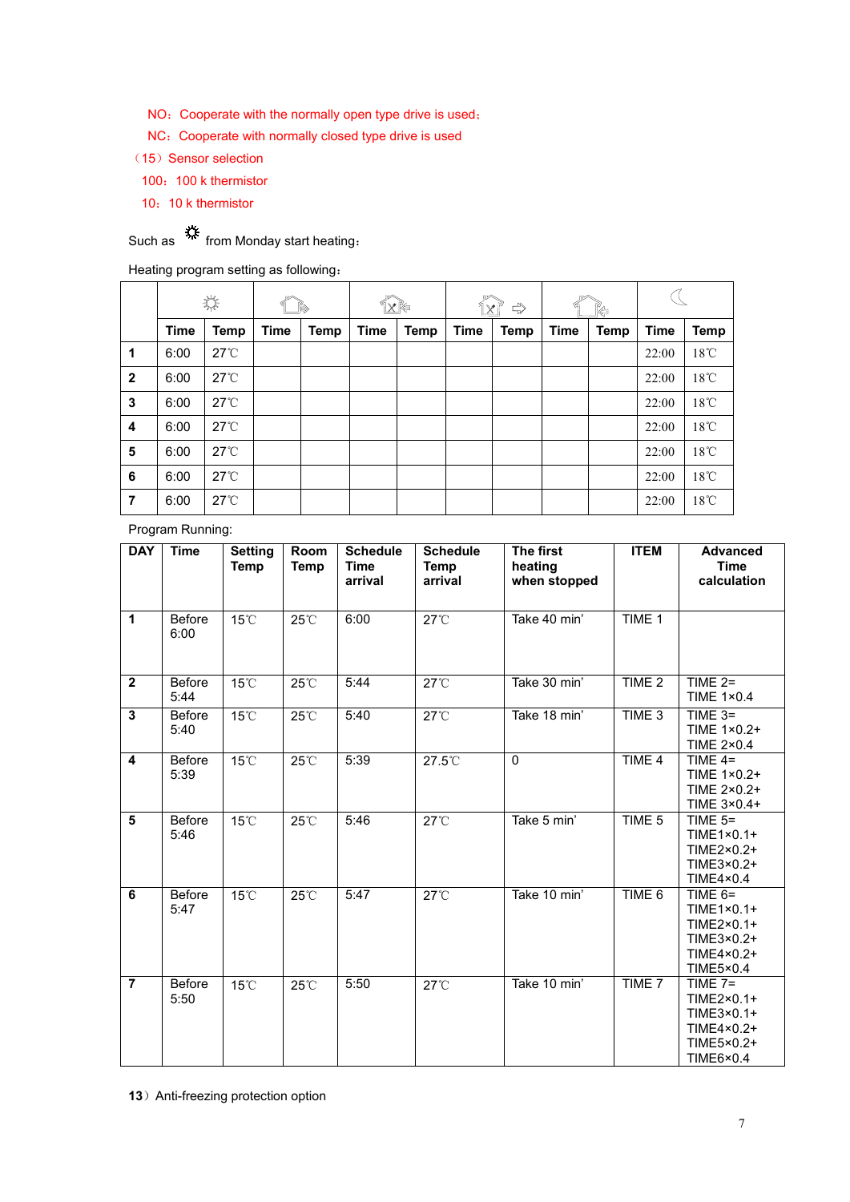NO：Cooperate with the normally open type drive is used；

NC：Cooperate with normally closed type drive is used

（15）Sensor selection

100：100 k thermistor

10：10 k thermistor

Such as ☼ from Monday start heating：

Heating program setting as following：

| | ☼ | | 🏠 | | 🏠 | | 🏠 | | 🏠 | | ☾ | |
|---|---|---|---|---|---|---|---|---|---|---|---|---|
| | **Time** | **Temp** | **Time** | **Temp** | **Time** | **Temp** | **Time** | **Temp** | **Time** | **Temp** | **Time** | **Temp** |
| **1** | 6:00 | 27℃ | | | | | | | | | 22:00 | 18℃ |
| **2** | 6:00 | 27℃ | | | | | | | | | 22:00 | 18℃ |
| **3** | 6:00 | 27℃ | | | | | | | | | 22:00 | 18℃ |
| **4** | 6:00 | 27℃ | | | | | | | | | 22:00 | 18℃ |
| **5** | 6:00 | 27℃ | | | | | | | | | 22:00 | 18℃ |
| **6** | 6:00 | 27℃ | | | | | | | | | 22:00 | 18℃ |
| **7** | 6:00 | 27℃ | | | | | | | | | 22:00 | 18℃ |

Program Running:

| **DAY** | **Time** | **Setting Temp** | **Room Temp** | **Schedule Time arrival** | **Schedule Temp arrival** | **The first heating when stopped** | **ITEM** | **Advanced Time calculation** |
|---|---|---|---|---|---|---|---|---|
| **1** | Before 6:00 | 15℃ | 25℃ | 6:00 | 27℃ | Take 40 min' | TIME 1 | |
| **2** | Before 5:44 | 15℃ | 25℃ | 5:44 | 27℃ | Take 30 min' | TIME 2 | TIME 2= TIME 1×0.4 |
| **3** | Before 5:40 | 15℃ | 25℃ | 5:40 | 27℃ | Take 18 min' | TIME 3 | TIME 3= TIME 1×0.2+ TIME 2×0.4 |
| **4** | Before 5:39 | 15℃ | 25℃ | 5:39 | 27.5℃ | 0 | TIME 4 | TIME 4= TIME 1×0.2+ TIME 2×0.2+ TIME 3×0.4+ |
| **5** | Before 5:46 | 15℃ | 25℃ | 5:46 | 27℃ | Take 5 min' | TIME 5 | TIME 5= TIME1×0.1+ TIME2×0.2+ TIME3×0.2+ TIME4×0.4 |
| **6** | Before 5:47 | 15℃ | 25℃ | 5:47 | 27℃ | Take 10 min' | TIME 6 | TIME 6= TIME1×0.1+ TIME2×0.1+ TIME3×0.2+ TIME4×0.2+ TIME5×0.4 |
| **7** | Before 5:50 | 15℃ | 25℃ | 5:50 | 27℃ | Take 10 min' | TIME 7 | TIME 7= TIME2×0.1+ TIME3×0.1+ TIME4×0.2+ TIME5×0.2+ TIME6×0.4 |

**13**）Anti-freezing protection option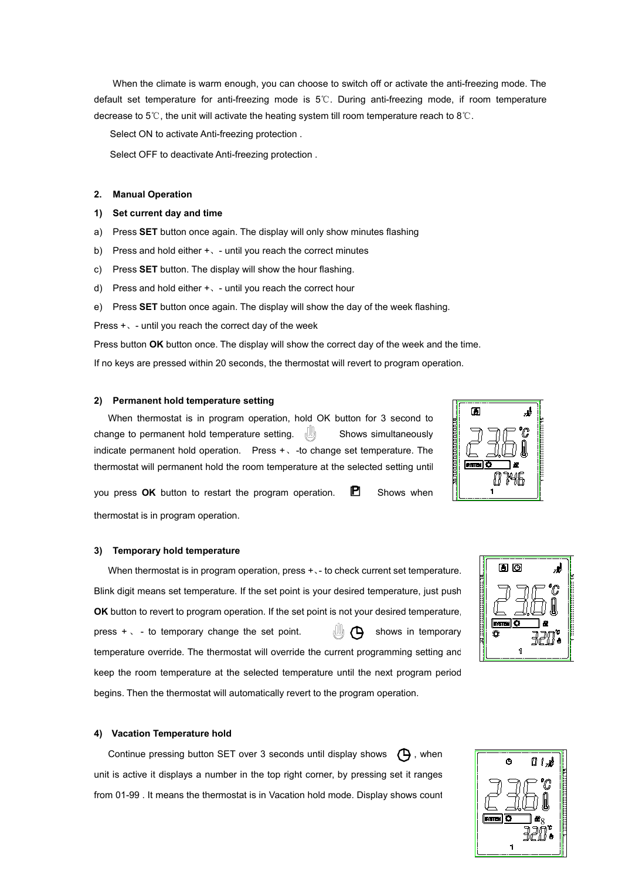When the climate is warm enough, you can choose to switch off or activate the anti-freezing mode. The default set temperature for anti-freezing mode is 5℃. During anti-freezing mode, if room temperature decrease to 5℃, the unit will activate the heating system till room temperature reach to 8℃.

Select ON to activate Anti-freezing protection .

Select OFF to deactivate Anti-freezing protection .

**2. Manual Operation**

**1) Set current day and time**

a) Press **SET** button once again. The display will only show minutes flashing

b) Press and hold either +、- until you reach the correct minutes

c) Press **SET** button. The display will show the hour flashing.

d) Press and hold either +、- until you reach the correct hour

e) Press **SET** button once again. The display will show the day of the week flashing.

Press +、- until you reach the correct day of the week

Press button **OK** button once. The display will show the correct day of the week and the time.

If no keys are pressed within 20 seconds, the thermostat will revert to program operation.

**2) Permanent hold temperature setting**

When thermostat is in program operation, hold OK button for 3 second to change to permanent hold temperature setting. Shows simultaneously indicate permanent hold operation. Press +、-to change set temperature. The thermostat will permanent hold the room temperature at the selected setting until you press **OK** button to restart the program operation. Shows when thermostat is in program operation.

**3) Temporary hold temperature**

When thermostat is in program operation, press +、- to check current set temperature. Blink digit means set temperature. If the set point is your desired temperature, just push **OK** button to revert to program operation. If the set point is not your desired temperature, press +、- to temporary change the set point. shows in temporary temperature override. The thermostat will override the current programming setting and keep the room temperature at the selected temperature until the next program period begins. Then the thermostat will automatically revert to the program operation.

**4) Vacation Temperature hold**

Continue pressing button SET over 3 seconds until display shows , when unit is active it displays a number in the top right corner, by pressing set it ranges from 01-99 . It means the thermostat is in Vacation hold mode. Display shows count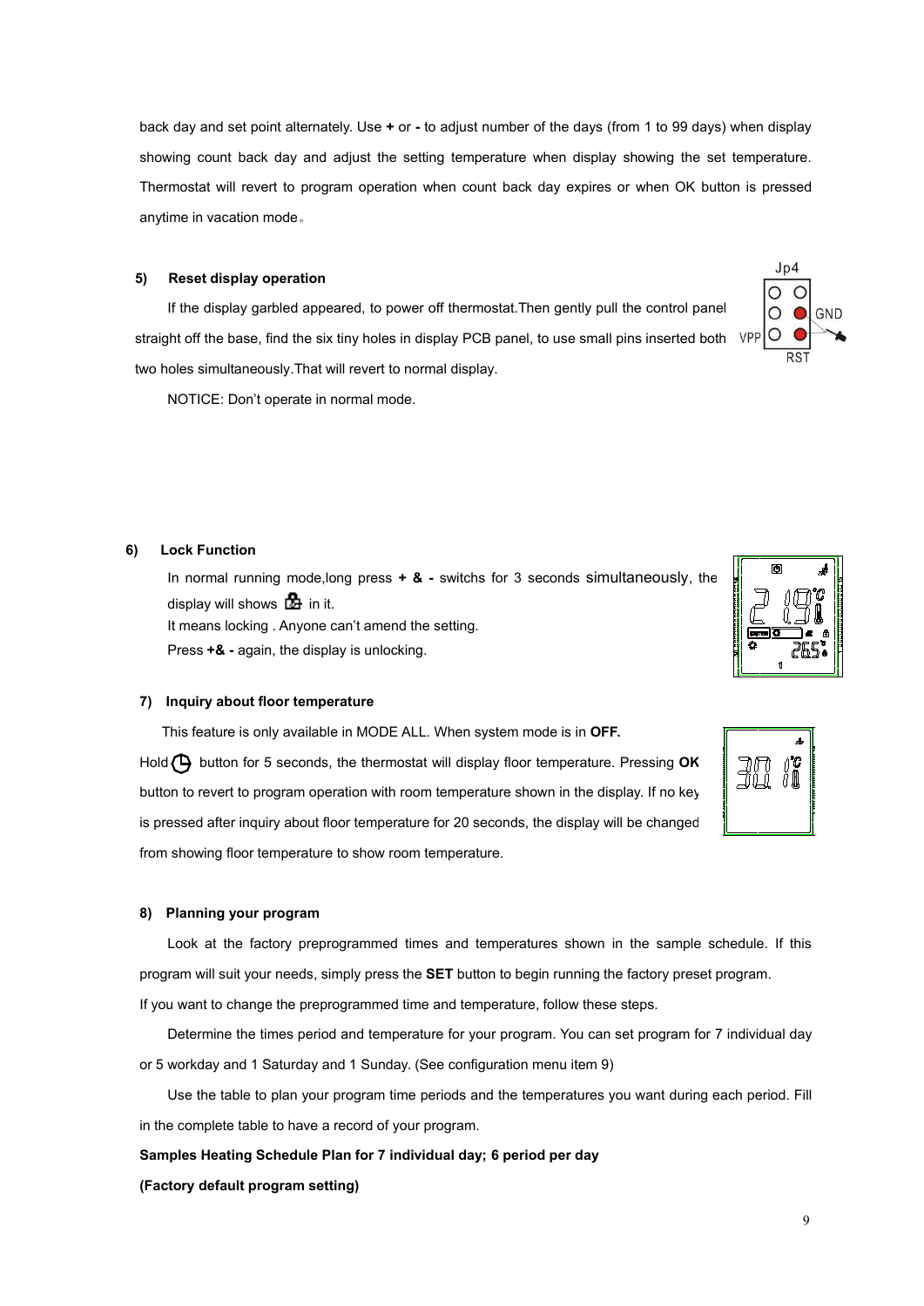back day and set point alternately. Use **+** or **-** to adjust number of the days (from 1 to 99 days) when display showing count back day and adjust the setting temperature when display showing the set temperature. Thermostat will revert to program operation when count back day expires or when OK button is pressed anytime in vacation mode。

**5) Reset display operation**

If the display garbled appeared, to power off thermostat.Then gently pull the control panel straight off the base, find the six tiny holes in display PCB panel, to use small pins inserted both two holes simultaneously.That will revert to normal display.

NOTICE: Don't operate in normal mode.

**6) Lock Function**

In normal running mode,long press **+ & -** switchs for 3 seconds simultaneously, the display will shows  in it.

It means locking . Anyone can't amend the setting.

Press **+& -** again, the display is unlocking.

**7) Inquiry about floor temperature**

This feature is only available in MODE ALL. When system mode is in **OFF.**

Hold  button for 5 seconds, the thermostat will display floor temperature. Pressing **OK** button to revert to program operation with room temperature shown in the display. If no key is pressed after inquiry about floor temperature for 20 seconds, the display will be changed from showing floor temperature to show room temperature.

**8) Planning your program**

Look at the factory preprogrammed times and temperatures shown in the sample schedule. If this program will suit your needs, simply press the **SET** button to begin running the factory preset program.

If you want to change the preprogrammed time and temperature, follow these steps.

Determine the times period and temperature for your program. You can set program for 7 individual day or 5 workday and 1 Saturday and 1 Sunday. (See configuration menu item 9)

Use the table to plan your program time periods and the temperatures you want during each period. Fill in the complete table to have a record of your program.

**Samples Heating Schedule Plan for 7 individual day; 6 period per day**

**(Factory default program setting)**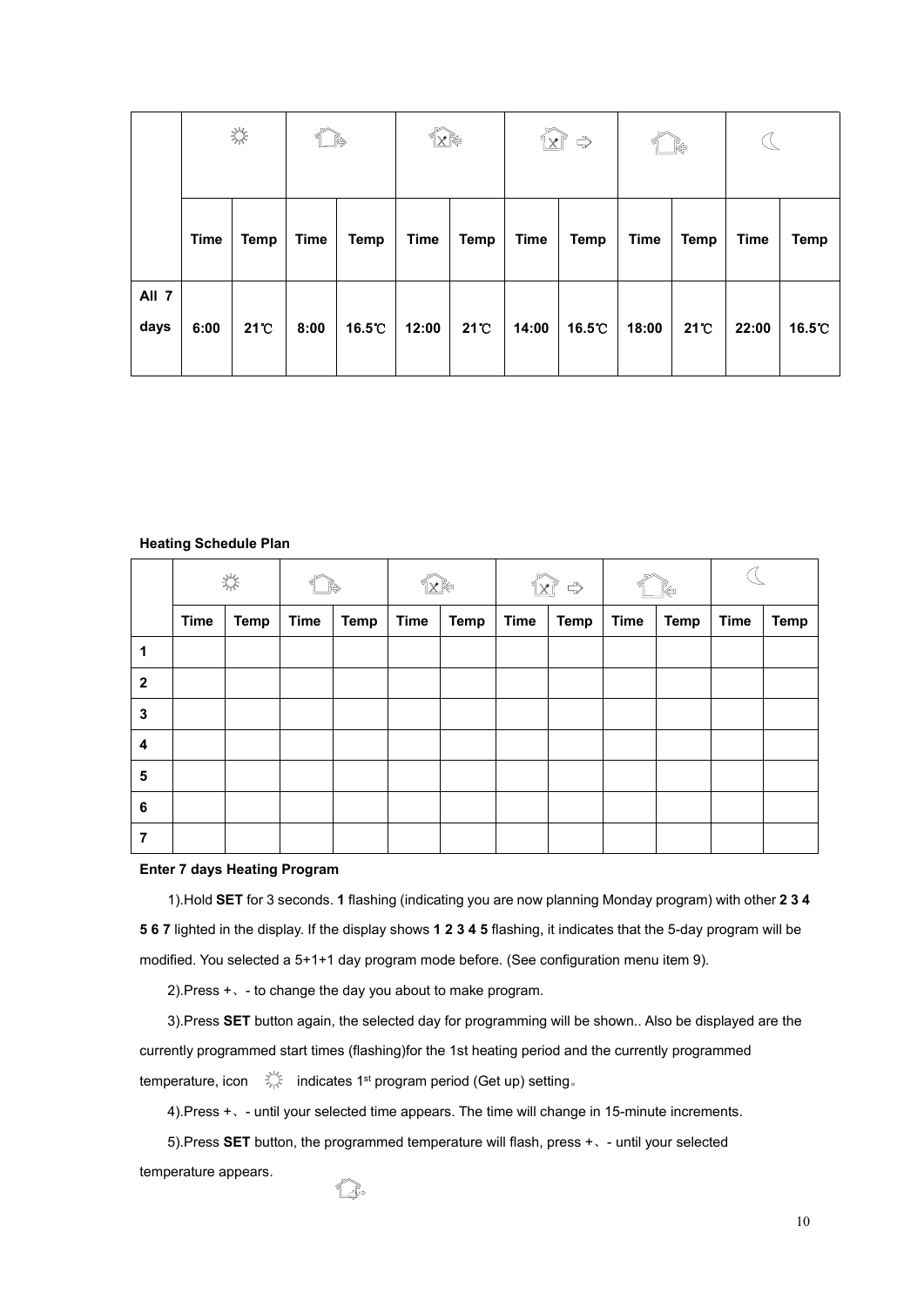| | ☼ | | 🏠 | | 🏠 | | 🏠 ⇨ | | 🏠 | | ☾ | |
|---|---|---|---|---|---|---|---|---|---|---|---|---|
| | Time | Temp | Time | Temp | Time | Temp | Time | Temp | Time | Temp | Time | Temp |
| All 7 days | 6:00 | 21℃ | 8:00 | 16.5℃ | 12:00 | 21℃ | 14:00 | 16.5℃ | 18:00 | 21℃ | 22:00 | 16.5℃ |

**Heating Schedule Plan**

| | ☼ | | 🏠 | | 🏠 | | 🏠 ⇨ | | 🏠 | | ☾ | |
|---|---|---|---|---|---|---|---|---|---|---|---|---|
| | Time | Temp | Time | Temp | Time | Temp | Time | Temp | Time | Temp | Time | Temp |
| **1** | | | | | | | | | | | | |
| **2** | | | | | | | | | | | | |
| **3** | | | | | | | | | | | | |
| **4** | | | | | | | | | | | | |
| **5** | | | | | | | | | | | | |
| **6** | | | | | | | | | | | | |
| **7** | | | | | | | | | | | | |

**Enter 7 days Heating Program**

1).Hold **SET** for 3 seconds. **1** flashing (indicating you are now planning Monday program) with other **2 3 4 5 6 7** lighted in the display. If the display shows **1 2 3 4 5** flashing, it indicates that the 5-day program will be modified. You selected a 5+1+1 day program mode before. (See configuration menu item 9).

2).Press +、- to change the day you about to make program.

3).Press **SET** button again, the selected day for programming will be shown.. Also be displayed are the currently programmed start times (flashing)for the 1st heating period and the currently programmed temperature, icon ☼ indicates 1st program period (Get up) setting。

4).Press +、- until your selected time appears. The time will change in 15-minute increments.

5).Press **SET** button, the programmed temperature will flash, press +、- until your selected temperature appears.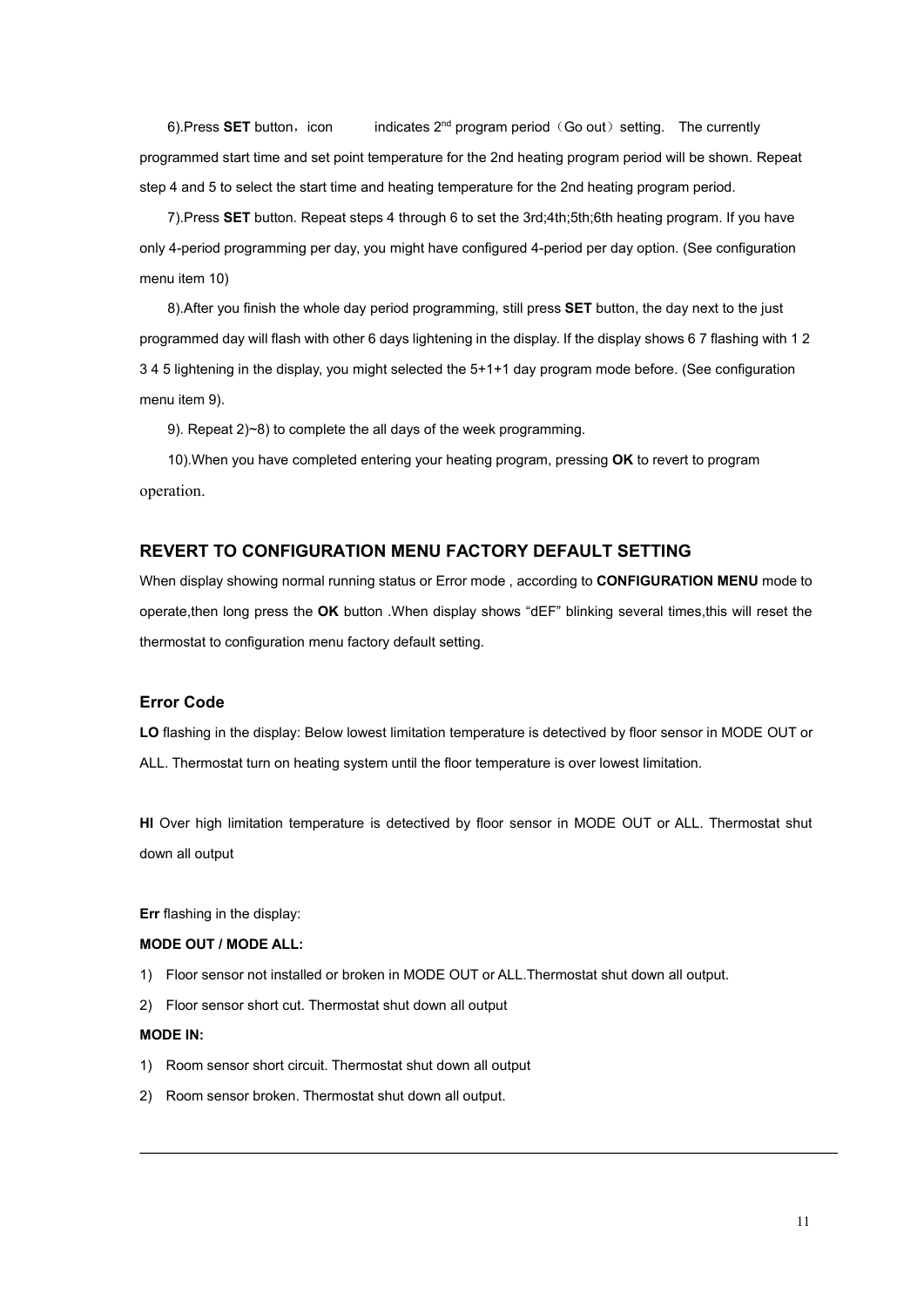6).Press **SET** button，icon indicates 2nd program period（Go out）setting. The currently programmed start time and set point temperature for the 2nd heating program period will be shown. Repeat step 4 and 5 to select the start time and heating temperature for the 2nd heating program period.

7).Press **SET** button. Repeat steps 4 through 6 to set the 3rd;4th;5th;6th heating program. If you have only 4-period programming per day, you might have configured 4-period per day option. (See configuration menu item 10)

8).After you finish the whole day period programming, still press **SET** button, the day next to the just programmed day will flash with other 6 days lightening in the display. If the display shows 6 7 flashing with 1 2 3 4 5 lightening in the display, you might selected the 5+1+1 day program mode before. (See configuration menu item 9).

9). Repeat 2)~8) to complete the all days of the week programming.

10).When you have completed entering your heating program, pressing **OK** to revert to program operation.

## REVERT TO CONFIGURATION MENU FACTORY DEFAULT SETTING

When display showing normal running status or Error mode , according to **CONFIGURATION MENU** mode to operate,then long press the **OK** button .When display shows “dEF” blinking several times,this will reset the thermostat to configuration menu factory default setting.

### Error Code

**LO** flashing in the display: Below lowest limitation temperature is detectived by floor sensor in MODE OUT or ALL. Thermostat turn on heating system until the floor temperature is over lowest limitation.

**HI** Over high limitation temperature is detectived by floor sensor in MODE OUT or ALL. Thermostat shut down all output

**Err** flashing in the display:

**MODE OUT / MODE ALL:**

1) Floor sensor not installed or broken in MODE OUT or ALL.Thermostat shut down all output.
2) Floor sensor short cut. Thermostat shut down all output

**MODE IN:**

1) Room sensor short circuit. Thermostat shut down all output
2) Room sensor broken. Thermostat shut down all output.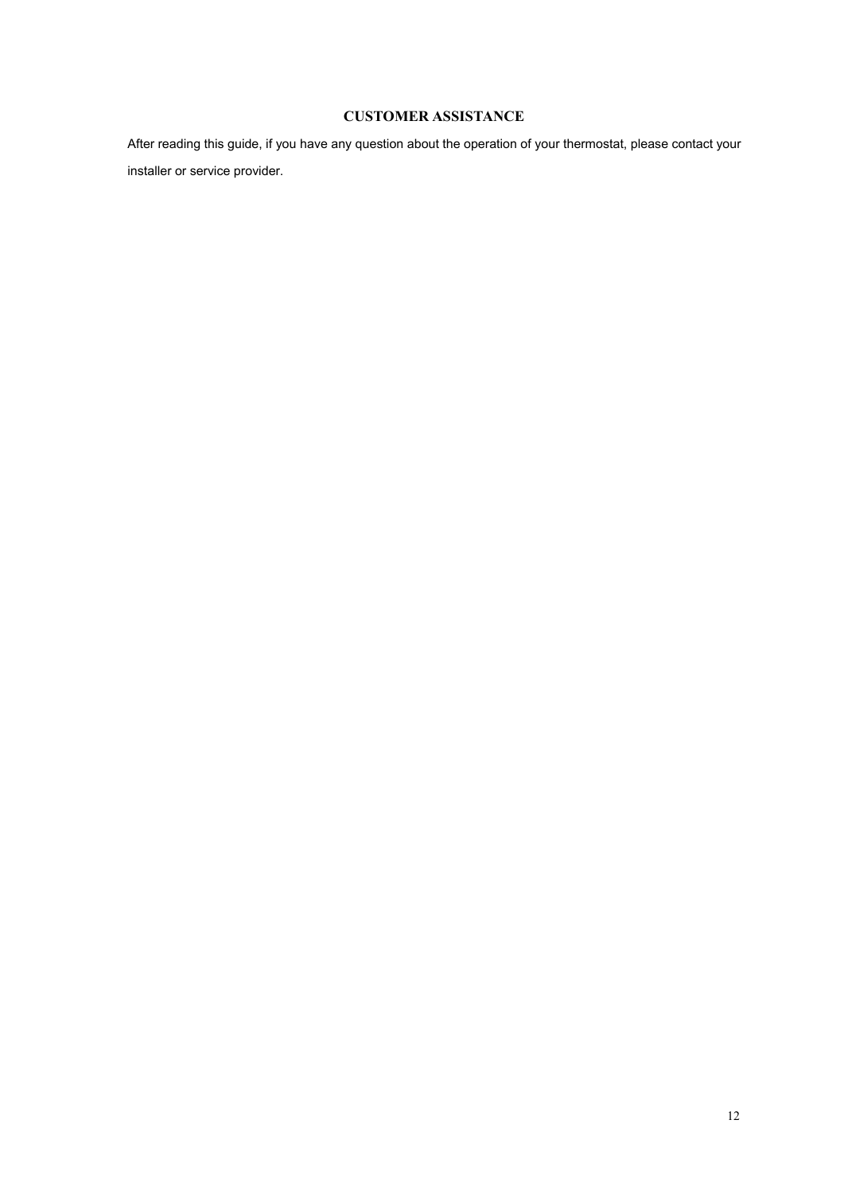## CUSTOMER ASSISTANCE

After reading this guide, if you have any question about the operation of your thermostat, please contact your installer or service provider.